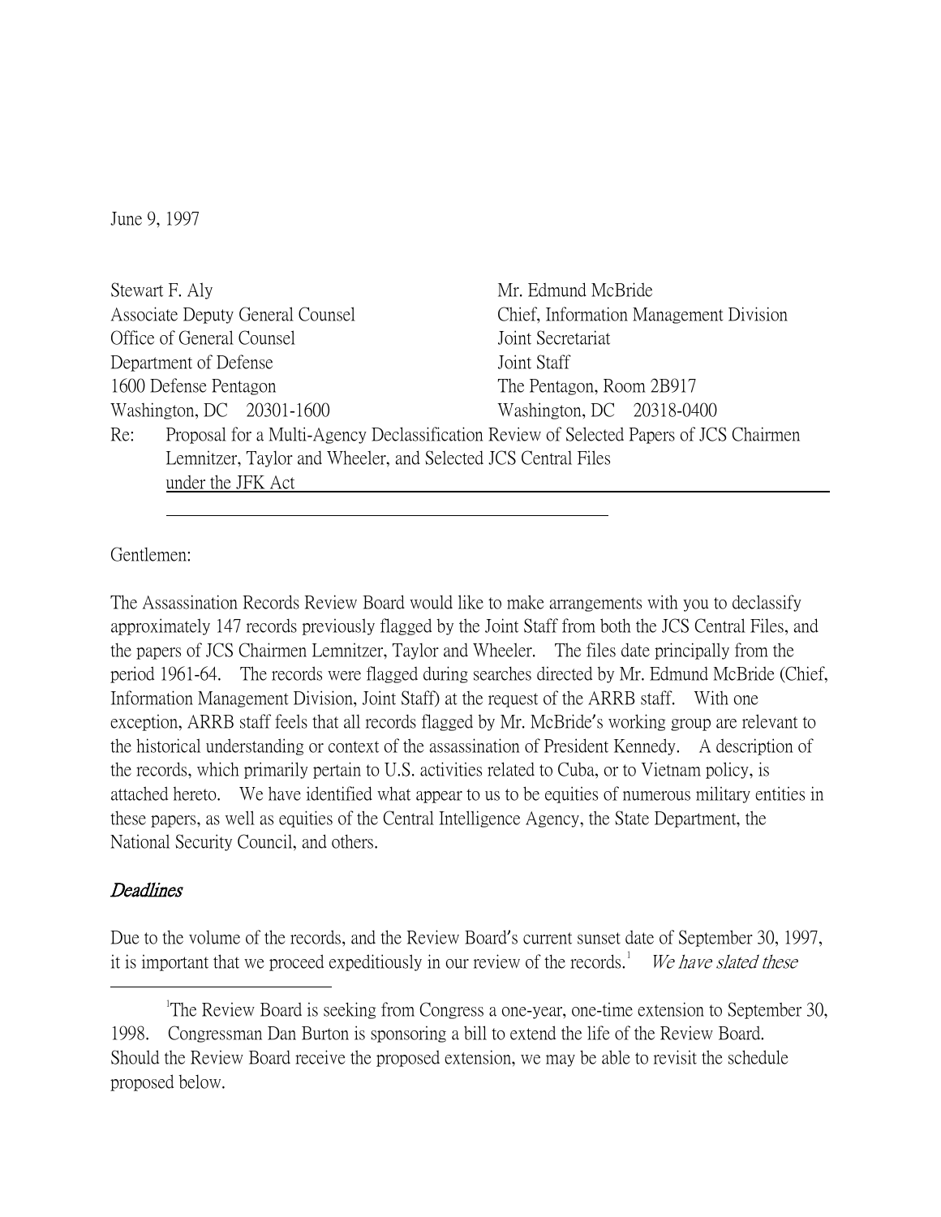June 9, 1997

Stewart F. Aly
Associate Deputy General Counsel
Office of General Counsel
Department of Defense
1600 Defense Pentagon
Washington, DC 20301-1600

Mr. Edmund McBride
Chief, Information Management Division
Joint Secretariat
Joint Staff
The Pentagon, Room 2B917
Washington, DC 20318-0400

Re: Proposal for a Multi-Agency Declassification Review of Selected Papers of JCS Chairmen Lemnitzer, Taylor and Wheeler, and Selected JCS Central Files under the JFK Act

Gentlemen:

The Assassination Records Review Board would like to make arrangements with you to declassify approximately 147 records previously flagged by the Joint Staff from both the JCS Central Files, and the papers of JCS Chairmen Lemnitzer, Taylor and Wheeler. The files date principally from the period 1961-64. The records were flagged during searches directed by Mr. Edmund McBride (Chief, Information Management Division, Joint Staff) at the request of the ARRB staff. With one exception, ARRB staff feels that all records flagged by Mr. McBride's working group are relevant to the historical understanding or context of the assassination of President Kennedy. A description of the records, which primarily pertain to U.S. activities related to Cuba, or to Vietnam policy, is attached hereto. We have identified what appear to us to be equities of numerous military entities in these papers, as well as equities of the Central Intelligence Agency, the State Department, the National Security Council, and others.

## *Deadlines*

Due to the volume of the records, and the Review Board's current sunset date of September 30, 1997, it is important that we proceed expeditiously in our review of the records.[1] *We have slated these*

[1] The Review Board is seeking from Congress a one-year, one-time extension to September 30, 1998. Congressman Dan Burton is sponsoring a bill to extend the life of the Review Board. Should the Review Board receive the proposed extension, we may be able to revisit the schedule proposed below.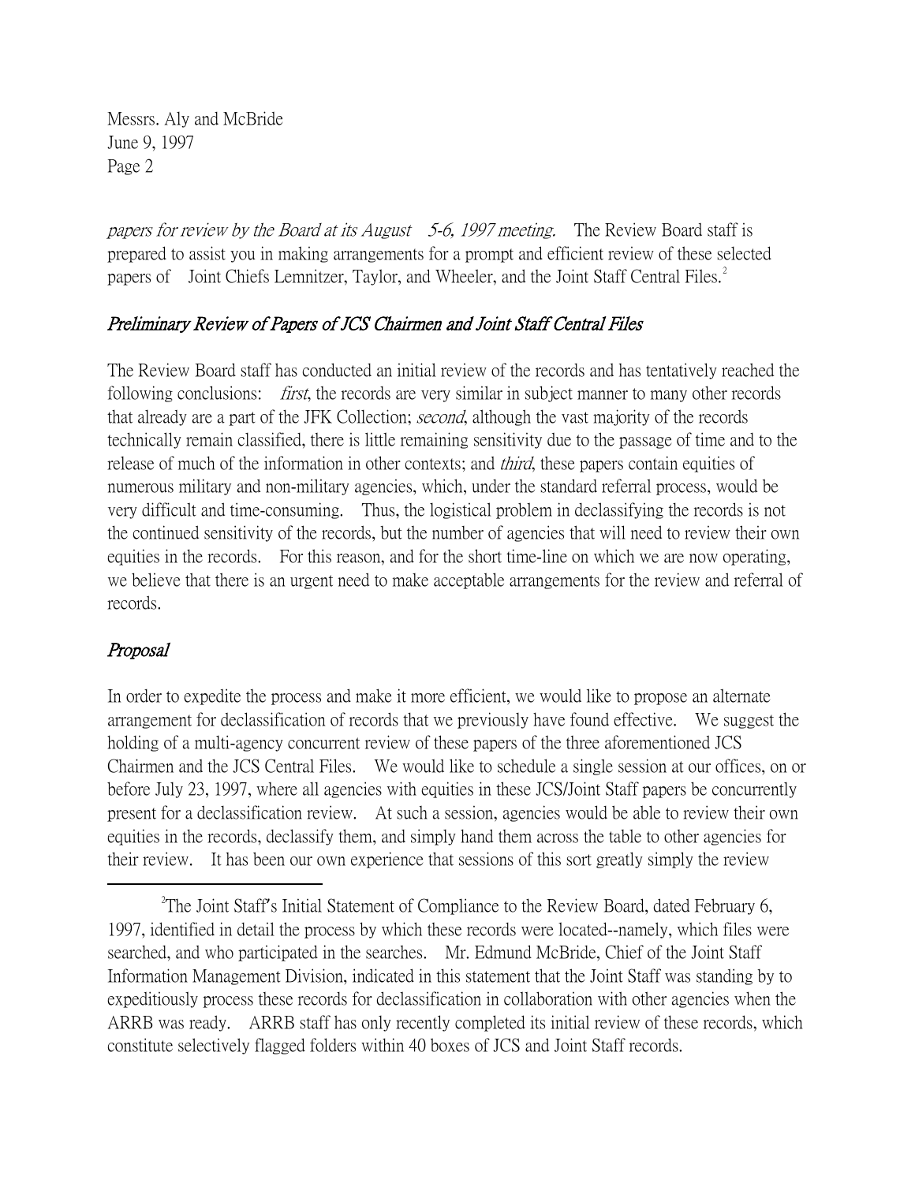*papers for review by the Board at its August 5-6, 1997 meeting.* The Review Board staff is prepared to assist you in making arrangements for a prompt and efficient review of these selected papers of Joint Chiefs Lemnitzer, Taylor, and Wheeler, and the Joint Staff Central Files.[2]

## *Preliminary Review of Papers of JCS Chairmen and Joint Staff Central Files*

The Review Board staff has conducted an initial review of the records and has tentatively reached the following conclusions: *first*, the records are very similar in subject manner to many other records that already are a part of the JFK Collection; *second*, although the vast majority of the records technically remain classified, there is little remaining sensitivity due to the passage of time and to the release of much of the information in other contexts; and *third*, these papers contain equities of numerous military and non-military agencies, which, under the standard referral process, would be very difficult and time-consuming. Thus, the logistical problem in declassifying the records is not the continued sensitivity of the records, but the number of agencies that will need to review their own equities in the records. For this reason, and for the short time-line on which we are now operating, we believe that there is an urgent need to make acceptable arrangements for the review and referral of records.

## *Proposal*

In order to expedite the process and make it more efficient, we would like to propose an alternate arrangement for declassification of records that we previously have found effective. We suggest the holding of a multi-agency concurrent review of these papers of the three aforementioned JCS Chairmen and the JCS Central Files. We would like to schedule a single session at our offices, on or before July 23, 1997, where all agencies with equities in these JCS/Joint Staff papers be concurrently present for a declassification review. At such a session, agencies would be able to review their own equities in the records, declassify them, and simply hand them across the table to other agencies for their review. It has been our own experience that sessions of this sort greatly simply the review

---

[2]The Joint Staff's Initial Statement of Compliance to the Review Board, dated February 6, 1997, identified in detail the process by which these records were located--namely, which files were searched, and who participated in the searches. Mr. Edmund McBride, Chief of the Joint Staff Information Management Division, indicated in this statement that the Joint Staff was standing by to expeditiously process these records for declassification in collaboration with other agencies when the ARRB was ready. ARRB staff has only recently completed its initial review of these records, which constitute selectively flagged folders within 40 boxes of JCS and Joint Staff records.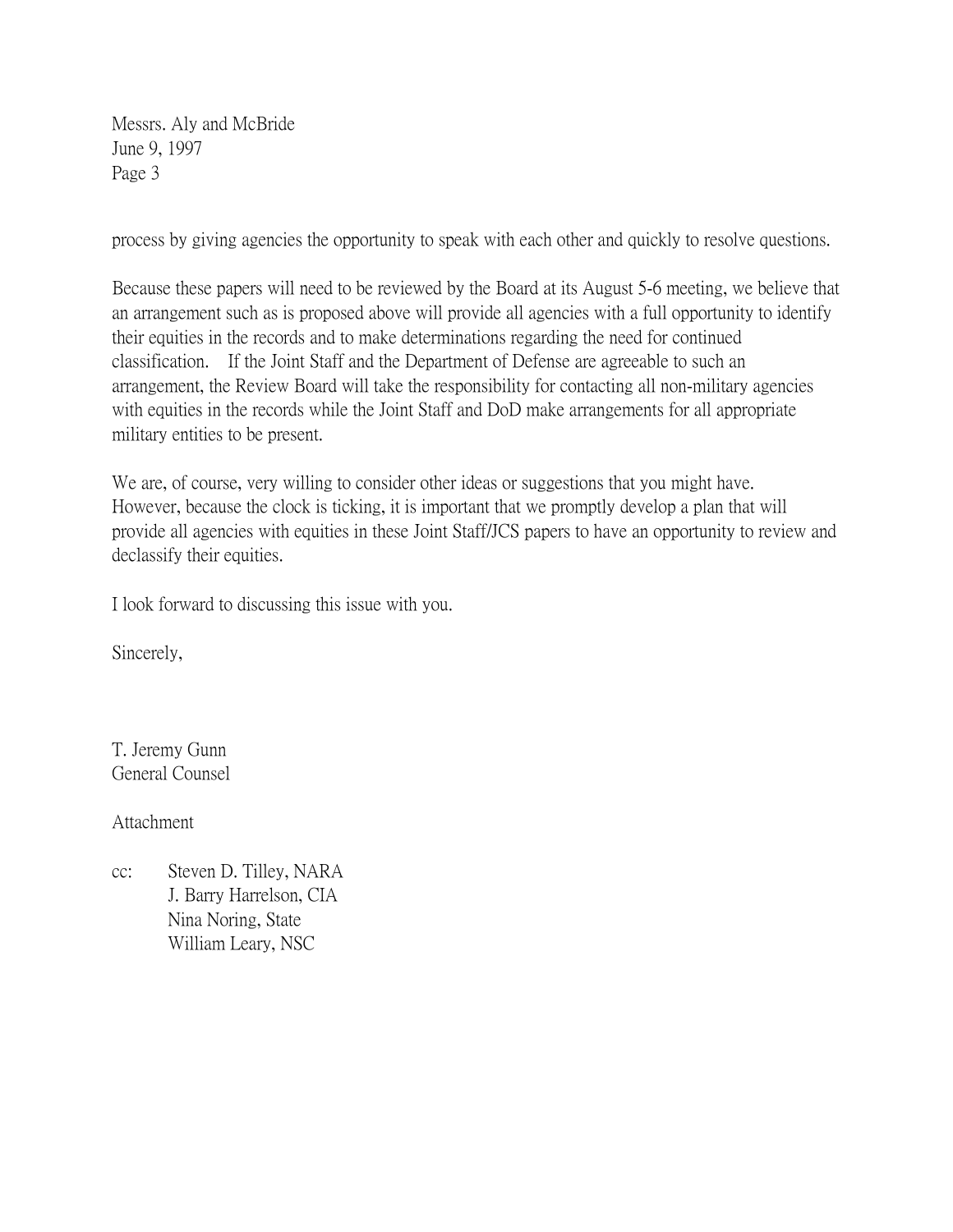process by giving agencies the opportunity to speak with each other and quickly to resolve questions.

Because these papers will need to be reviewed by the Board at its August 5-6 meeting, we believe that an arrangement such as is proposed above will provide all agencies with a full opportunity to identify their equities in the records and to make determinations regarding the need for continued classification. If the Joint Staff and the Department of Defense are agreeable to such an arrangement, the Review Board will take the responsibility for contacting all non-military agencies with equities in the records while the Joint Staff and DoD make arrangements for all appropriate military entities to be present.

We are, of course, very willing to consider other ideas or suggestions that you might have. However, because the clock is ticking, it is important that we promptly develop a plan that will provide all agencies with equities in these Joint Staff/JCS papers to have an opportunity to review and declassify their equities.

I look forward to discussing this issue with you.

Sincerely,

T. Jeremy Gunn
General Counsel

Attachment

cc: Steven D. Tilley, NARA
J. Barry Harrelson, CIA
Nina Noring, State
William Leary, NSC